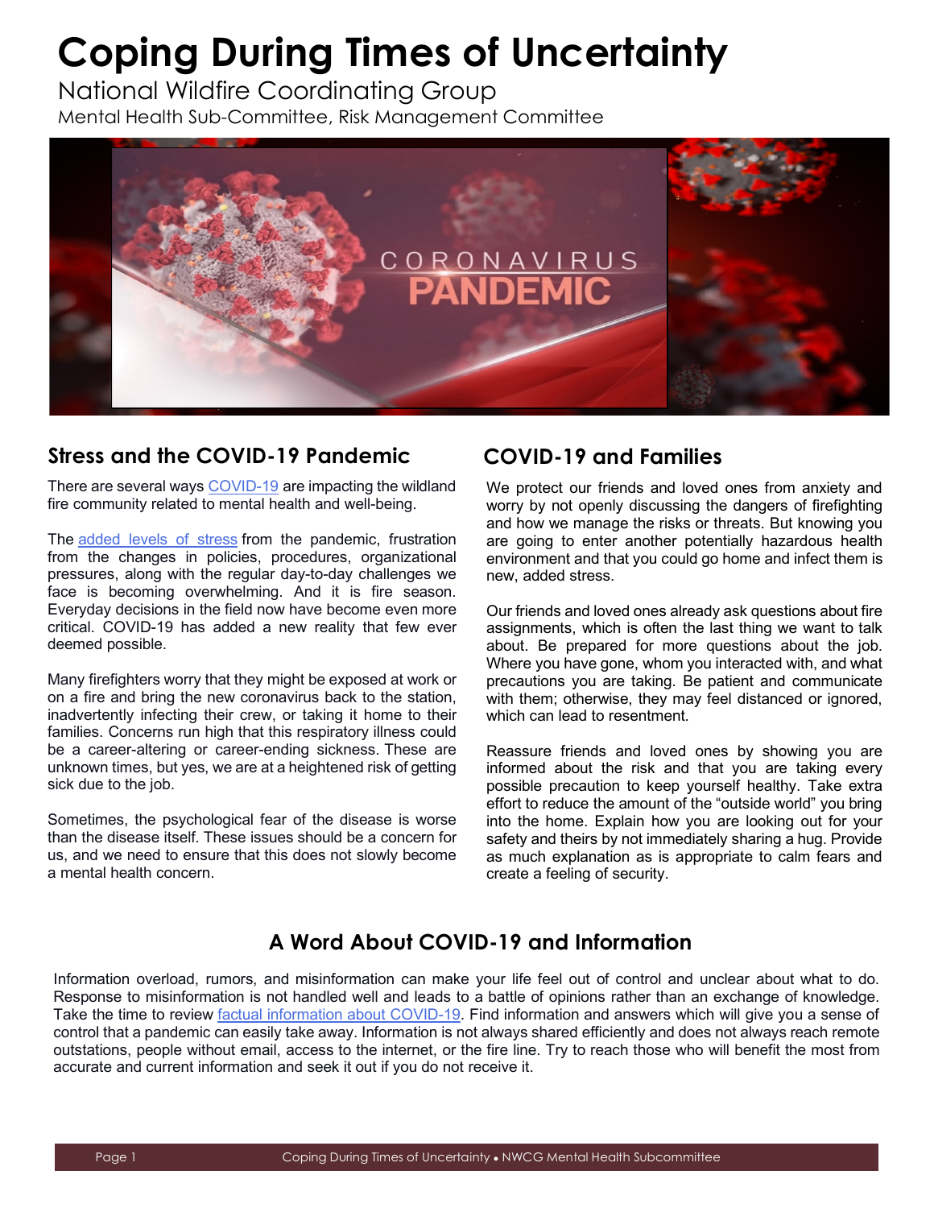# Coping During Times of Uncertainty

National Wildfire Coordinating Group

Mental Health Sub-Committee, Risk Management Committee

## Stress and the COVID-19 Pandemic

There are several ways COVID-19 are impacting the wildland fire community related to mental health and well-being.

The added levels of stress from the pandemic, frustration from the changes in policies, procedures, organizational pressures, along with the regular day-to-day challenges we face is becoming overwhelming. And it is fire season. Everyday decisions in the field now have become even more critical. COVID-19 has added a new reality that few ever deemed possible.

Many firefighters worry that they might be exposed at work or on a fire and bring the new coronavirus back to the station, inadvertently infecting their crew, or taking it home to their families. Concerns run high that this respiratory illness could be a career-altering or career-ending sickness. These are unknown times, but yes, we are at a heightened risk of getting sick due to the job.

Sometimes, the psychological fear of the disease is worse than the disease itself. These issues should be a concern for us, and we need to ensure that this does not slowly become a mental health concern.

## COVID-19 and Families

We protect our friends and loved ones from anxiety and worry by not openly discussing the dangers of firefighting and how we manage the risks or threats. But knowing you are going to enter another potentially hazardous health environment and that you could go home and infect them is new, added stress.

Our friends and loved ones already ask questions about fire assignments, which is often the last thing we want to talk about. Be prepared for more questions about the job. Where you have gone, whom you interacted with, and what precautions you are taking. Be patient and communicate with them; otherwise, they may feel distanced or ignored, which can lead to resentment.

Reassure friends and loved ones by showing you are informed about the risk and that you are taking every possible precaution to keep yourself healthy. Take extra effort to reduce the amount of the "outside world" you bring into the home. Explain how you are looking out for your safety and theirs by not immediately sharing a hug. Provide as much explanation as is appropriate to calm fears and create a feeling of security.

## A Word About COVID-19 and Information

Information overload, rumors, and misinformation can make your life feel out of control and unclear about what to do. Response to misinformation is not handled well and leads to a battle of opinions rather than an exchange of knowledge. Take the time to review factual information about COVID-19. Find information and answers which will give you a sense of control that a pandemic can easily take away. Information is not always shared efficiently and does not always reach remote outstations, people without email, access to the internet, or the fire line. Try to reach those who will benefit the most from accurate and current information and seek it out if you do not receive it.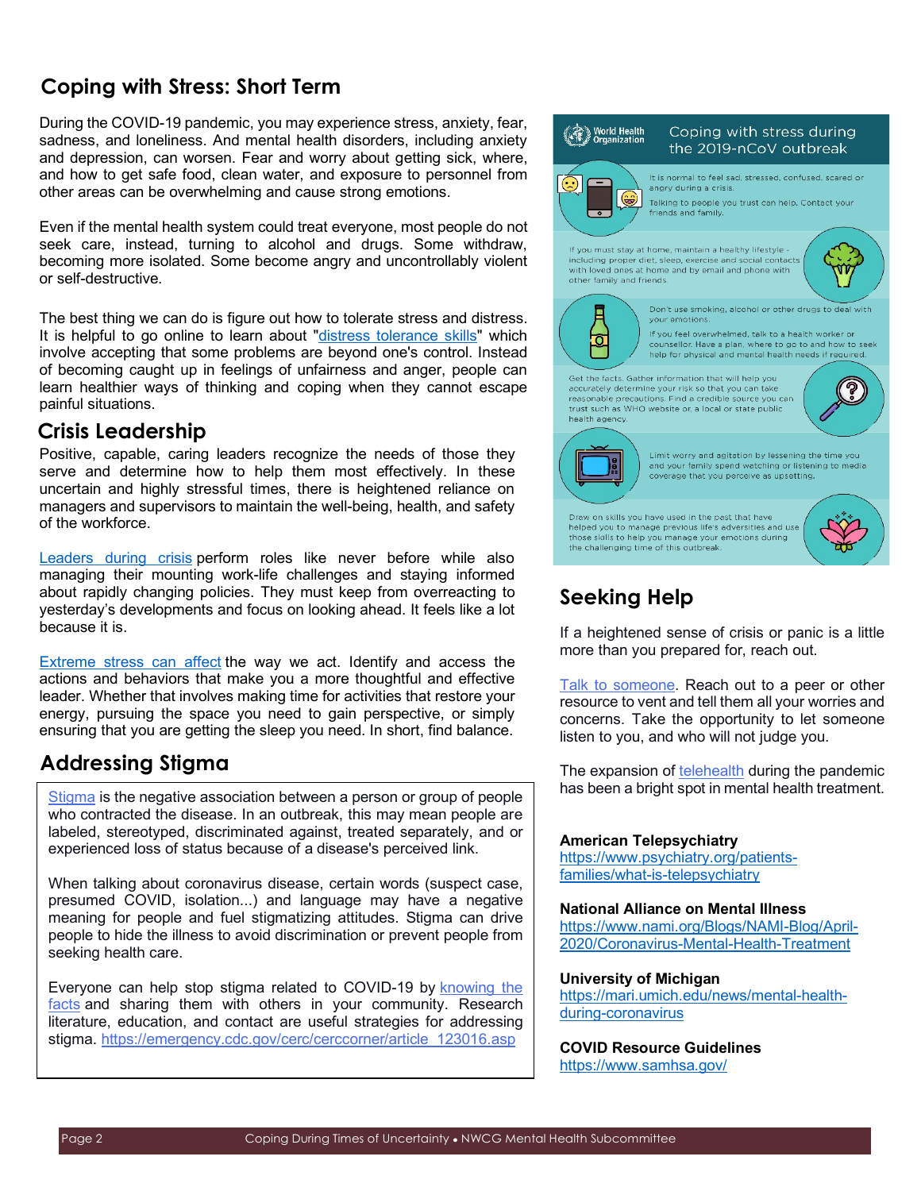## Coping with Stress: Short Term

During the COVID-19 pandemic, you may experience stress, anxiety, fear, sadness, and loneliness. And mental health disorders, including anxiety and depression, can worsen. Fear and worry about getting sick, where, and how to get safe food, clean water, and exposure to personnel from other areas can be overwhelming and cause strong emotions.

Even if the mental health system could treat everyone, most people do not seek care, instead, turning to alcohol and drugs. Some withdraw, becoming more isolated. Some become angry and uncontrollably violent or self-destructive.

The best thing we can do is figure out how to tolerate stress and distress. It is helpful to go online to learn about "distress tolerance skills" which involve accepting that some problems are beyond one's control. Instead of becoming caught up in feelings of unfairness and anger, people can learn healthier ways of thinking and coping when they cannot escape painful situations.

## Crisis Leadership

Positive, capable, caring leaders recognize the needs of those they serve and determine how to help them most effectively. In these uncertain and highly stressful times, there is heightened reliance on managers and supervisors to maintain the well-being, health, and safety of the workforce.

Leaders during crisis perform roles like never before while also managing their mounting work-life challenges and staying informed about rapidly changing policies. They must keep from overreacting to yesterday's developments and focus on looking ahead. It feels like a lot because it is.

Extreme stress can affect the way we act. Identify and access the actions and behaviors that make you a more thoughtful and effective leader. Whether that involves making time for activities that restore your energy, pursuing the space you need to gain perspective, or simply ensuring that you are getting the sleep you need. In short, find balance.

## Addressing Stigma

Stigma is the negative association between a person or group of people who contracted the disease. In an outbreak, this may mean people are labeled, stereotyped, discriminated against, treated separately, and or experienced loss of status because of a disease's perceived link.

When talking about coronavirus disease, certain words (suspect case, presumed COVID, isolation...) and language may have a negative meaning for people and fuel stigmatizing attitudes. Stigma can drive people to hide the illness to avoid discrimination or prevent people from seeking health care.

Everyone can help stop stigma related to COVID-19 by knowing the facts and sharing them with others in your community. Research literature, education, and contact are useful strategies for addressing stigma. https://emergency.cdc.gov/cerc/cerccorner/article_123016.asp

**World Health Organization**

**Coping with stress during the 2019-nCoV outbreak**

It is normal to feel sad, stressed, confused, scared or angry during a crisis.

Talking to people you trust can help. Contact your friends and family.

If you must stay at home, maintain a healthy lifestyle - including proper diet, sleep, exercise and social contacts with loved ones at home and by email and phone with other family and friends.

Don't use smoking, alcohol or other drugs to deal with your emotions.

If you feel overwhelmed, talk to a health worker or counsellor. Have a plan, where to go to and how to seek help for physical and mental health needs if required.

Get the facts. Gather information that will help you accurately determine your risk so that you can take reasonable precautions. Find a credible source you can trust such as WHO website or, a local or state public health agency.

Limit worry and agitation by lessening the time you and your family spend watching or listening to media coverage that you perceive as upsetting.

Draw on skills you have used in the past that have helped you to manage previous life's adversities and use those skills to help you manage your emotions during the challenging time of this outbreak.

## Seeking Help

If a heightened sense of crisis or panic is a little more than you prepared for, reach out.

Talk to someone. Reach out to a peer or other resource to vent and tell them all your worries and concerns. Take the opportunity to let someone listen to you, and who will not judge you.

The expansion of telehealth during the pandemic has been a bright spot in mental health treatment.

**American Telepsychiatry**
https://www.psychiatry.org/patients-families/what-is-telepsychiatry

**National Alliance on Mental Illness**
https://www.nami.org/Blogs/NAMI-Blog/April-2020/Coronavirus-Mental-Health-Treatment

**University of Michigan**
https://mari.umich.edu/news/mental-health-during-coronavirus

**COVID Resource Guidelines**
https://www.samhsa.gov/